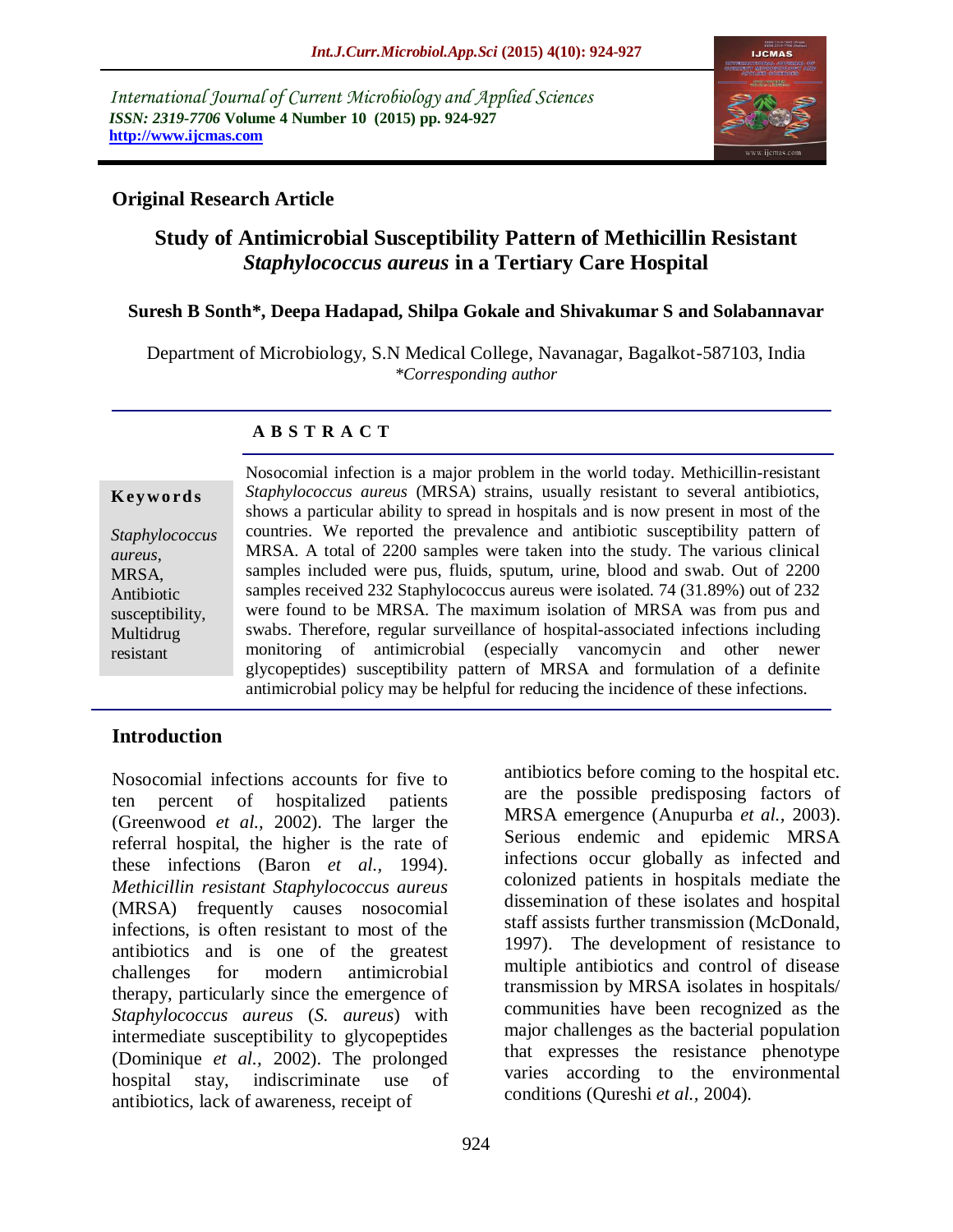International Journal of Current Microbiology and Applied Sciences
*ISSN: 2319-7706* **Volume 4 Number 10 (2015) pp. 924-927**
**http://www.ijcmas.com**

## Original Research Article

# Study of Antimicrobial Susceptibility Pattern of Methicillin Resistant *Staphylococcus aureus* in a Tertiary Care Hospital

**Suresh B Sonth\*, Deepa Hadapad, Shilpa Gokale and Shivakumar S and Solabannavar**

Department of Microbiology, S.N Medical College, Navanagar, Bagalkot-587103, India
*\*Corresponding author*

## A B S T R A C T

**Keywords**

*Staphylococcus aureus*, MRSA, Antibiotic susceptibility, Multidrug resistant

Nosocomial infection is a major problem in the world today. Methicillin-resistant *Staphylococcus aureus* (MRSA) strains, usually resistant to several antibiotics, shows a particular ability to spread in hospitals and is now present in most of the countries. We reported the prevalence and antibiotic susceptibility pattern of MRSA. A total of 2200 samples were taken into the study. The various clinical samples included were pus, fluids, sputum, urine, blood and swab. Out of 2200 samples received 232 Staphylococcus aureus were isolated. 74 (31.89%) out of 232 were found to be MRSA. The maximum isolation of MRSA was from pus and swabs. Therefore, regular surveillance of hospital-associated infections including monitoring of antimicrobial (especially vancomycin and other newer glycopeptides) susceptibility pattern of MRSA and formulation of a definite antimicrobial policy may be helpful for reducing the incidence of these infections.

## Introduction

Nosocomial infections accounts for five to ten percent of hospitalized patients (Greenwood *et al.,* 2002). The larger the referral hospital, the higher is the rate of these infections (Baron *et al.,* 1994). *Methicillin resistant Staphylococcus aureus* (MRSA) frequently causes nosocomial infections, is often resistant to most of the antibiotics and is one of the greatest challenges for modern antimicrobial therapy, particularly since the emergence of *Staphylococcus aureus* (*S. aureus*) with intermediate susceptibility to glycopeptides (Dominique *et al.,* 2002). The prolonged hospital stay, indiscriminate use of antibiotics, lack of awareness, receipt of antibiotics before coming to the hospital etc. are the possible predisposing factors of MRSA emergence (Anupurba *et al.,* 2003). Serious endemic and epidemic MRSA infections occur globally as infected and colonized patients in hospitals mediate the dissemination of these isolates and hospital staff assists further transmission (McDonald, 1997). The development of resistance to multiple antibiotics and control of disease transmission by MRSA isolates in hospitals/ communities have been recognized as the major challenges as the bacterial population that expresses the resistance phenotype varies according to the environmental conditions (Qureshi *et al.,* 2004).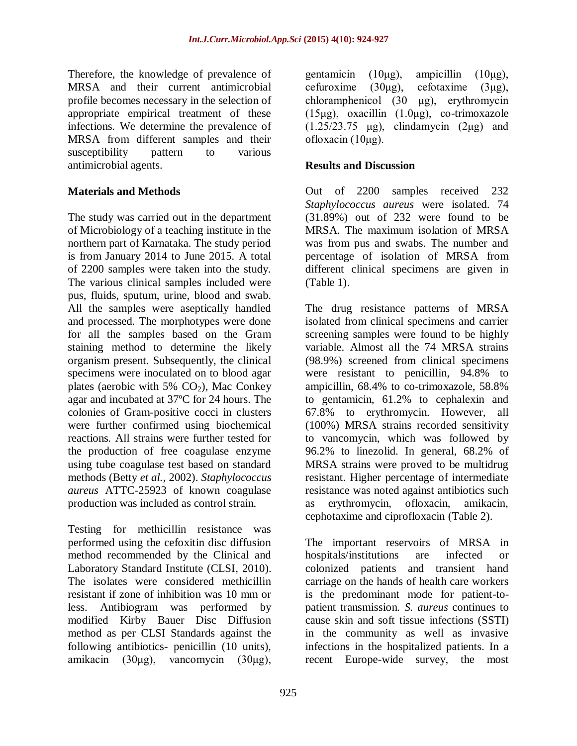Therefore, the knowledge of prevalence of MRSA and their current antimicrobial profile becomes necessary in the selection of appropriate empirical treatment of these infections. We determine the prevalence of MRSA from different samples and their susceptibility pattern to various antimicrobial agents.

## Materials and Methods

The study was carried out in the department of Microbiology of a teaching institute in the northern part of Karnataka. The study period is from January 2014 to June 2015. A total of 2200 samples were taken into the study. The various clinical samples included were pus, fluids, sputum, urine, blood and swab. All the samples were aseptically handled and processed. The morphotypes were done for all the samples based on the Gram staining method to determine the likely organism present. Subsequently, the clinical specimens were inoculated on to blood agar plates (aerobic with 5% $CO_2$), Mac Conkey agar and incubated at 37ºC for 24 hours. The colonies of Gram-positive cocci in clusters were further confirmed using biochemical reactions. All strains were further tested for the production of free coagulase enzyme using tube coagulase test based on standard methods (Betty *et al.,* 2002). *Staphylococcus aureus* ATTC-25923 of known coagulase production was included as control strain.

Testing for methicillin resistance was performed using the cefoxitin disc diffusion method recommended by the Clinical and Laboratory Standard Institute (CLSI, 2010). The isolates were considered methicillin resistant if zone of inhibition was 10 mm or less. Antibiogram was performed by modified Kirby Bauer Disc Diffusion method as per CLSI Standards against the following antibiotics- penicillin (10 units), amikacin (30µg), vancomycin (30µg), gentamicin (10µg), ampicillin (10µg), cefuroxime (30µg), cefotaxime (3µg), chloramphenicol (30 µg), erythromycin (15µg), oxacillin (1.0µg), co-trimoxazole (1.25/23.75 µg), clindamycin (2µg) and ofloxacin (10µg).

## Results and Discussion

Out of 2200 samples received 232 *Staphylococcus aureus* were isolated. 74 (31.89%) out of 232 were found to be MRSA. The maximum isolation of MRSA was from pus and swabs. The number and percentage of isolation of MRSA from different clinical specimens are given in (Table 1).

The drug resistance patterns of MRSA isolated from clinical specimens and carrier screening samples were found to be highly variable. Almost all the 74 MRSA strains (98.9%) screened from clinical specimens were resistant to penicillin, 94.8% to ampicillin, 68.4% to co-trimoxazole, 58.8% to gentamicin, 61.2% to cephalexin and 67.8% to erythromycin. However, all (100%) MRSA strains recorded sensitivity to vancomycin, which was followed by 96.2% to linezolid. In general, 68.2% of MRSA strains were proved to be multidrug resistant. Higher percentage of intermediate resistance was noted against antibiotics such as erythromycin, ofloxacin, amikacin, cephotaxime and ciprofloxacin (Table 2).

The important reservoirs of MRSA in hospitals/institutions are infected or colonized patients and transient hand carriage on the hands of health care workers is the predominant mode for patient-to-patient transmission. *S. aureus* continues to cause skin and soft tissue infections (SSTI) in the community as well as invasive infections in the hospitalized patients. In a recent Europe-wide survey, the most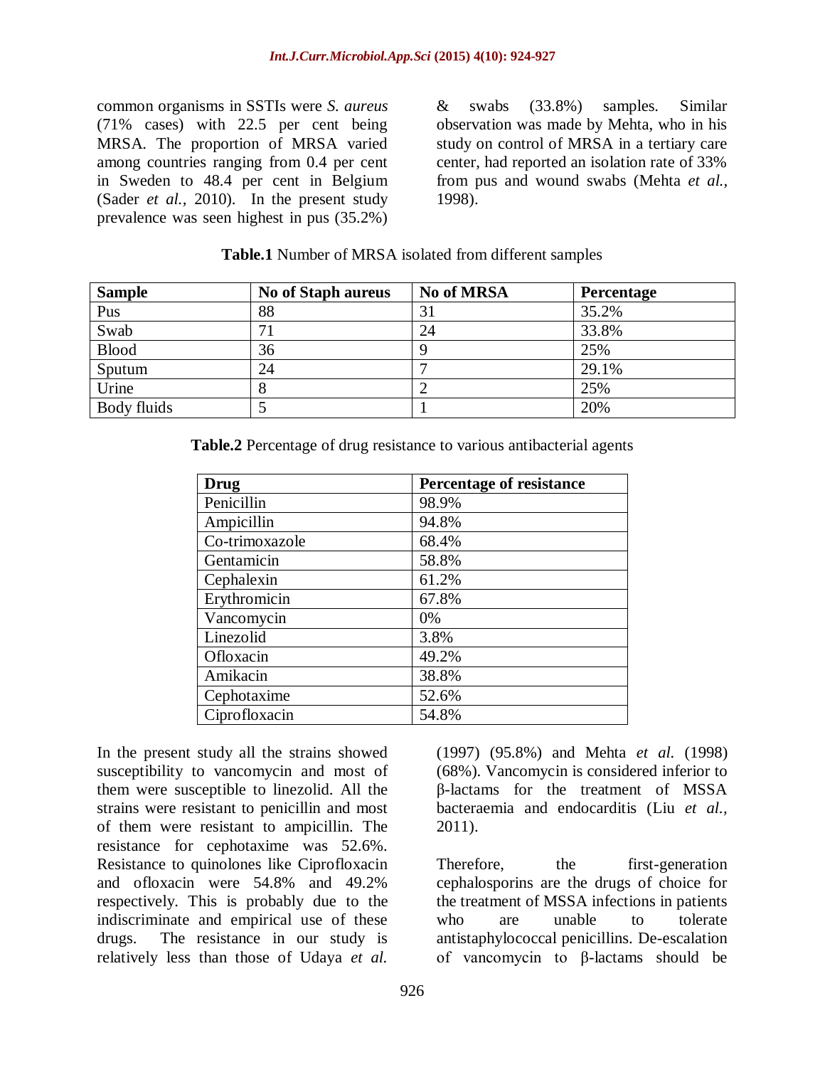common organisms in SSTIs were *S. aureus* (71% cases) with 22.5 per cent being MRSA. The proportion of MRSA varied among countries ranging from 0.4 per cent in Sweden to 48.4 per cent in Belgium (Sader *et al.*, 2010). In the present study prevalence was seen highest in pus (35.2%) & swabs (33.8%) samples. Similar observation was made by Mehta, who in his study on control of MRSA in a tertiary care center, had reported an isolation rate of 33% from pus and wound swabs (Mehta *et al.*, 1998).

**Table.1** Number of MRSA isolated from different samples

| Sample | No of Staph aureus | No of MRSA | Percentage |
|---|---|---|---|
| Pus | 88 | 31 | 35.2% |
| Swab | 71 | 24 | 33.8% |
| Blood | 36 | 9 | 25% |
| Sputum | 24 | 7 | 29.1% |
| Urine | 8 | 2 | 25% |
| Body fluids | 5 | 1 | 20% |

**Table.2** Percentage of drug resistance to various antibacterial agents

| Drug | Percentage of resistance |
|---|---|
| Penicillin | 98.9% |
| Ampicillin | 94.8% |
| Co-trimoxazole | 68.4% |
| Gentamicin | 58.8% |
| Cephalexin | 61.2% |
| Erythromicin | 67.8% |
| Vancomycin | 0% |
| Linezolid | 3.8% |
| Ofloxacin | 49.2% |
| Amikacin | 38.8% |
| Cephotaxime | 52.6% |
| Ciprofloxacin | 54.8% |

In the present study all the strains showed susceptibility to vancomycin and most of them were susceptible to linezolid. All the strains were resistant to penicillin and most of them were resistant to ampicillin. The resistance for cephotaxime was 52.6%. Resistance to quinolones like Ciprofloxacin and ofloxacin were 54.8% and 49.2% respectively. This is probably due to the indiscriminate and empirical use of these drugs. The resistance in our study is relatively less than those of Udaya *et al.* (1997) (95.8%) and Mehta *et al.* (1998) (68%). Vancomycin is considered inferior to β-lactams for the treatment of MSSA bacteraemia and endocarditis (Liu *et al.*, 2011).

Therefore, the first-generation cephalosporins are the drugs of choice for the treatment of MSSA infections in patients who are unable to tolerate antistaphylococcal penicillins. De-escalation of vancomycin to β-lactams should be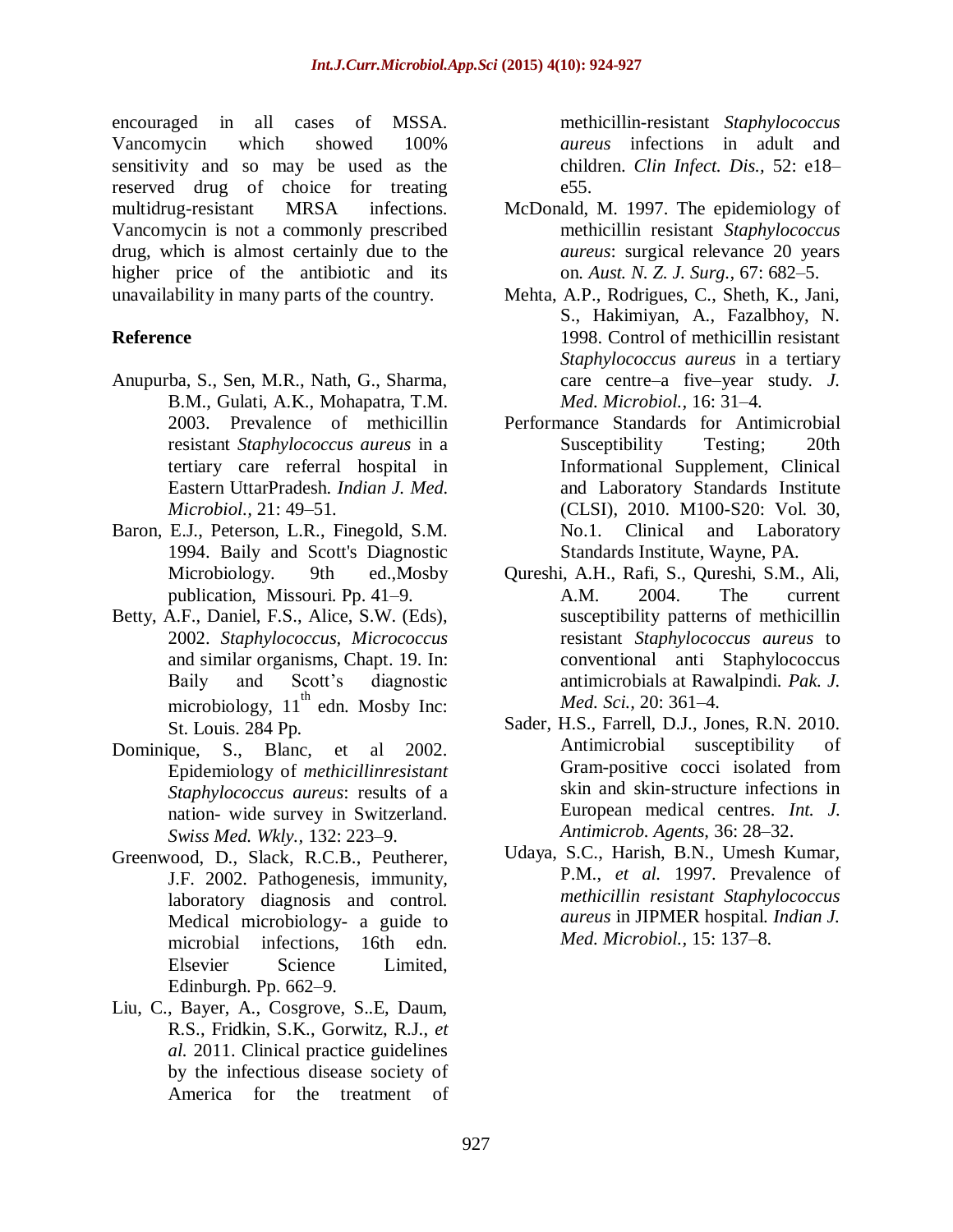encouraged in all cases of MSSA. Vancomycin which showed 100% sensitivity and so may be used as the reserved drug of choice for treating multidrug-resistant MRSA infections. Vancomycin is not a commonly prescribed drug, which is almost certainly due to the higher price of the antibiotic and its unavailability in many parts of the country.

## Reference

Anupurba, S., Sen, M.R., Nath, G., Sharma, B.M., Gulati, A.K., Mohapatra, T.M. 2003. Prevalence of methicillin resistant *Staphylococcus aureus* in a tertiary care referral hospital in Eastern UttarPradesh. *Indian J. Med. Microbiol.,* 21: 49–51.

Baron, E.J., Peterson, L.R., Finegold, S.M. 1994. Baily and Scott's Diagnostic Microbiology. 9th ed.,Mosby publication, Missouri. Pp. 41–9.

Betty, A.F., Daniel, F.S., Alice, S.W. (Eds), 2002. *Staphylococcus, Micrococcus* and similar organisms, Chapt. 19. In: Baily and Scott's diagnostic microbiology, 11th edn. Mosby Inc: St. Louis. 284 Pp.

Dominique, S., Blanc, et al 2002. Epidemiology of *methicillinresistant Staphylococcus aureus*: results of a nation- wide survey in Switzerland. *Swiss Med. Wkly.,* 132: 223–9.

Greenwood, D., Slack, R.C.B., Peutherer, J.F. 2002. Pathogenesis, immunity, laboratory diagnosis and control. Medical microbiology- a guide to microbial infections, 16th edn. Elsevier Science Limited, Edinburgh. Pp. 662–9.

Liu, C., Bayer, A., Cosgrove, S..E, Daum, R.S., Fridkin, S.K., Gorwitz, R.J., *et al.* 2011. Clinical practice guidelines by the infectious disease society of America for the treatment of methicillin-resistant *Staphylococcus aureus* infections in adult and children. *Clin Infect. Dis.,* 52: e18–e55.

McDonald, M. 1997. The epidemiology of methicillin resistant *Staphylococcus aureus*: surgical relevance 20 years on. *Aust. N. Z. J. Surg.,* 67: 682–5.

Mehta, A.P., Rodrigues, C., Sheth, K., Jani, S., Hakimiyan, A., Fazalbhoy, N. 1998. Control of methicillin resistant *Staphylococcus aureus* in a tertiary care centre–a five–year study. *J. Med. Microbiol.,* 16: 31–4.

Performance Standards for Antimicrobial Susceptibility Testing; 20th Informational Supplement, Clinical and Laboratory Standards Institute (CLSI), 2010. M100-S20: Vol. 30, No.1. Clinical and Laboratory Standards Institute, Wayne, PA.

Qureshi, A.H., Rafi, S., Qureshi, S.M., Ali, A.M. 2004. The current susceptibility patterns of methicillin resistant *Staphylococcus aureus* to conventional anti Staphylococcus antimicrobials at Rawalpindi. *Pak. J. Med. Sci.,* 20: 361–4.

Sader, H.S., Farrell, D.J., Jones, R.N. 2010. Antimicrobial susceptibility of Gram-positive cocci isolated from skin and skin-structure infections in European medical centres. *Int. J. Antimicrob. Agents*, 36: 28–32.

Udaya, S.C., Harish, B.N., Umesh Kumar, P.M., *et al.* 1997. Prevalence of *methicillin resistant Staphylococcus aureus* in JIPMER hospital. *Indian J. Med. Microbiol.,* 15: 137–8.